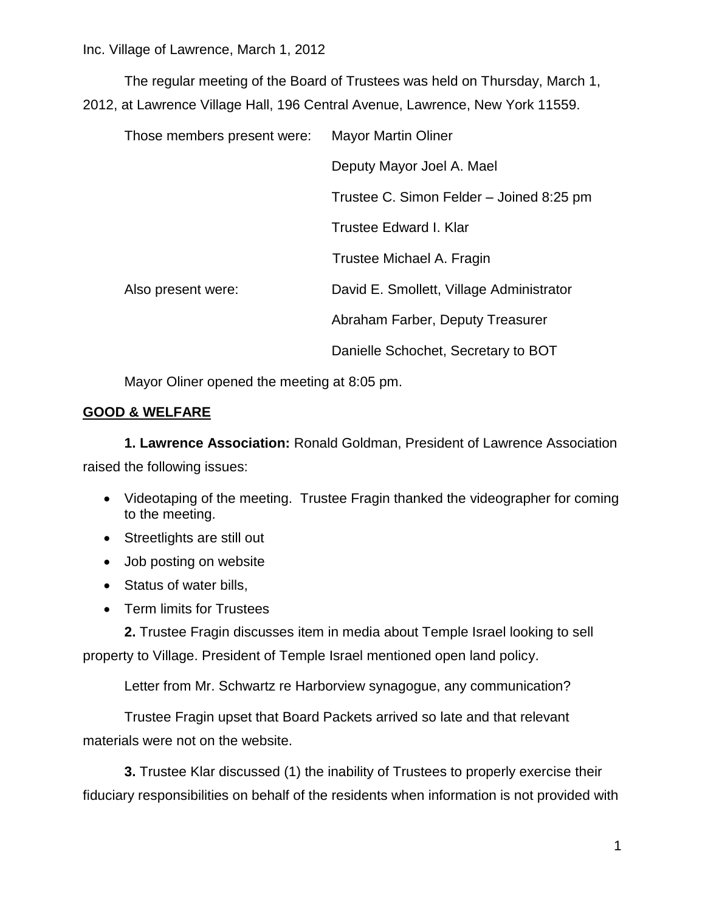Inc. Village of Lawrence, March 1, 2012

The regular meeting of the Board of Trustees was held on Thursday, March 1, 2012, at Lawrence Village Hall, 196 Central Avenue, Lawrence, New York 11559.

Those members present were: Mayor Martin Oliner
Deputy Mayor Joel A. Mael
Trustee C. Simon Felder – Joined 8:25 pm
Trustee Edward I. Klar
Trustee Michael A. Fragin

Also present were: David E. Smollett, Village Administrator
Abraham Farber, Deputy Treasurer
Danielle Schochet, Secretary to BOT

Mayor Oliner opened the meeting at 8:05 pm.

## GOOD & WELFARE

**1. Lawrence Association:** Ronald Goldman, President of Lawrence Association raised the following issues:

- Videotaping of the meeting. Trustee Fragin thanked the videographer for coming to the meeting.
- Streetlights are still out
- Job posting on website
- Status of water bills,
- Term limits for Trustees

**2.** Trustee Fragin discusses item in media about Temple Israel looking to sell property to Village. President of Temple Israel mentioned open land policy.

Letter from Mr. Schwartz re Harborview synagogue, any communication?

Trustee Fragin upset that Board Packets arrived so late and that relevant materials were not on the website.

**3.** Trustee Klar discussed (1) the inability of Trustees to properly exercise their fiduciary responsibilities on behalf of the residents when information is not provided with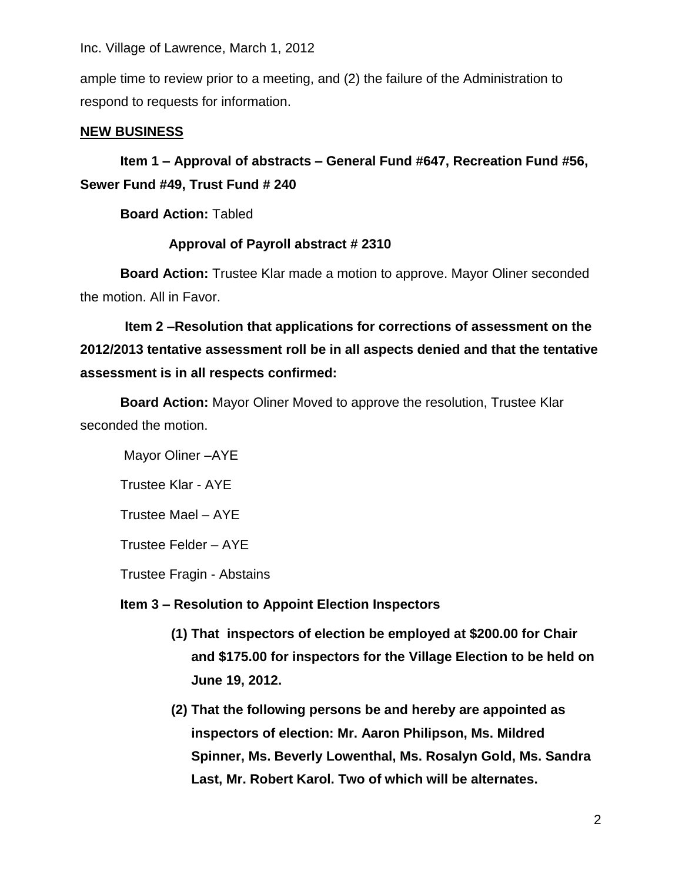ample time to review prior to a meeting, and (2) the failure of the Administration to respond to requests for information.

**NEW BUSINESS**

**Item 1 – Approval of abstracts – General Fund #647, Recreation Fund #56, Sewer Fund #49, Trust Fund # 240**

**Board Action:** Tabled

**Approval of Payroll abstract # 2310**

**Board Action:** Trustee Klar made a motion to approve. Mayor Oliner seconded the motion. All in Favor.

**Item 2 –Resolution that applications for corrections of assessment on the 2012/2013 tentative assessment roll be in all aspects denied and that the tentative assessment is in all respects confirmed:**

**Board Action:** Mayor Oliner Moved to approve the resolution, Trustee Klar seconded the motion.

Mayor Oliner –AYE

Trustee Klar - AYE

Trustee Mael – AYE

Trustee Felder – AYE

Trustee Fragin - Abstains

**Item 3 – Resolution to Appoint Election Inspectors**

**(1) That inspectors of election be employed at $200.00 for Chair and $175.00 for inspectors for the Village Election to be held on June 19, 2012.**

**(2) That the following persons be and hereby are appointed as inspectors of election: Mr. Aaron Philipson, Ms. Mildred Spinner, Ms. Beverly Lowenthal, Ms. Rosalyn Gold, Ms. Sandra Last, Mr. Robert Karol. Two of which will be alternates.**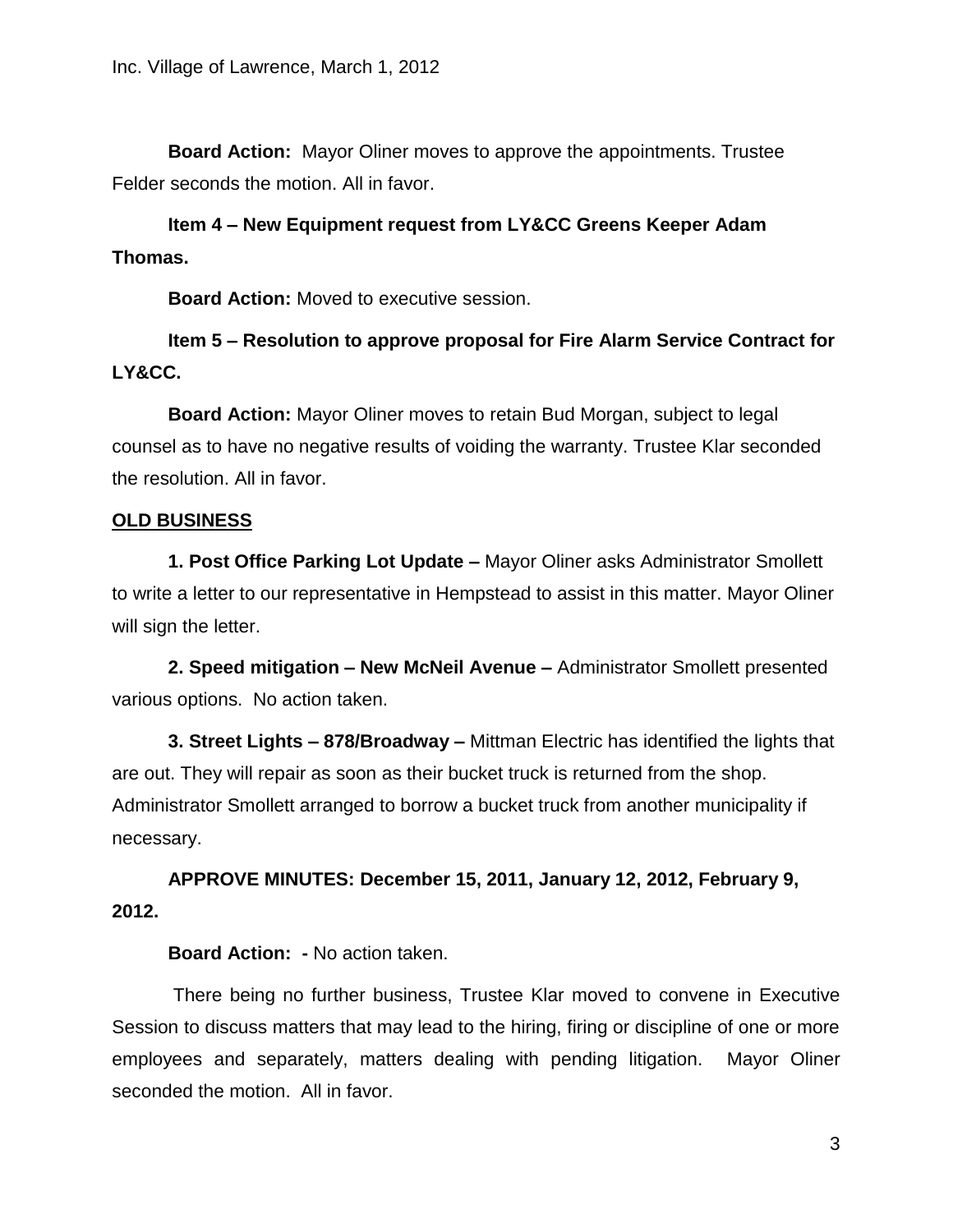**Board Action:** Mayor Oliner moves to approve the appointments. Trustee Felder seconds the motion. All in favor.

**Item 4 – New Equipment request from LY&CC Greens Keeper Adam Thomas.**

**Board Action:** Moved to executive session.

**Item 5 – Resolution to approve proposal for Fire Alarm Service Contract for LY&CC.**

**Board Action:** Mayor Oliner moves to retain Bud Morgan, subject to legal counsel as to have no negative results of voiding the warranty. Trustee Klar seconded the resolution. All in favor.

**OLD BUSINESS**

**1. Post Office Parking Lot Update –** Mayor Oliner asks Administrator Smollett to write a letter to our representative in Hempstead to assist in this matter. Mayor Oliner will sign the letter.

**2. Speed mitigation – New McNeil Avenue –** Administrator Smollett presented various options. No action taken.

**3. Street Lights – 878/Broadway –** Mittman Electric has identified the lights that are out. They will repair as soon as their bucket truck is returned from the shop. Administrator Smollett arranged to borrow a bucket truck from another municipality if necessary.

**APPROVE MINUTES: December 15, 2011, January 12, 2012, February 9, 2012.**

**Board Action: -** No action taken.

There being no further business, Trustee Klar moved to convene in Executive Session to discuss matters that may lead to the hiring, firing or discipline of one or more employees and separately, matters dealing with pending litigation. Mayor Oliner seconded the motion. All in favor.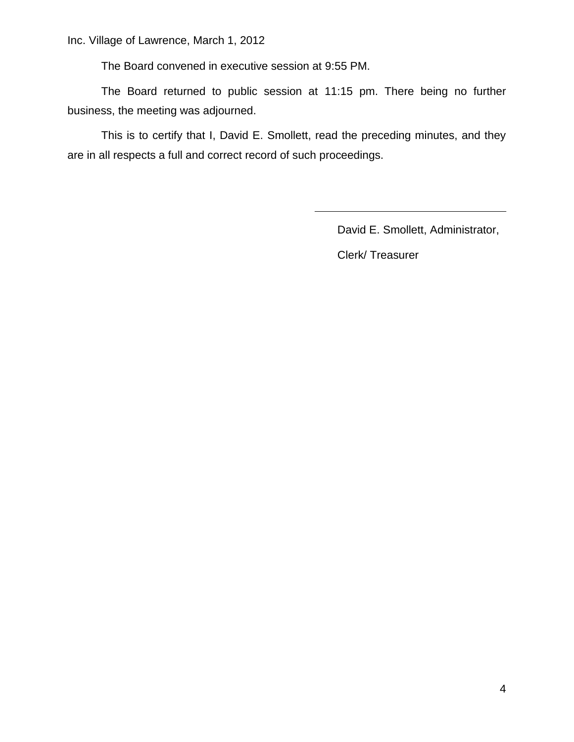The Board convened in executive session at 9:55 PM.

The Board returned to public session at 11:15 pm. There being no further business, the meeting was adjourned.

This is to certify that I, David E. Smollett, read the preceding minutes, and they are in all respects a full and correct record of such proceedings.

\_\_\_\_\_\_\_\_\_\_\_\_\_\_\_\_\_\_\_\_\_\_\_\_\_\_\_\_\_\_\_\_\_\_

David E. Smollett, Administrator,

Clerk/ Treasurer